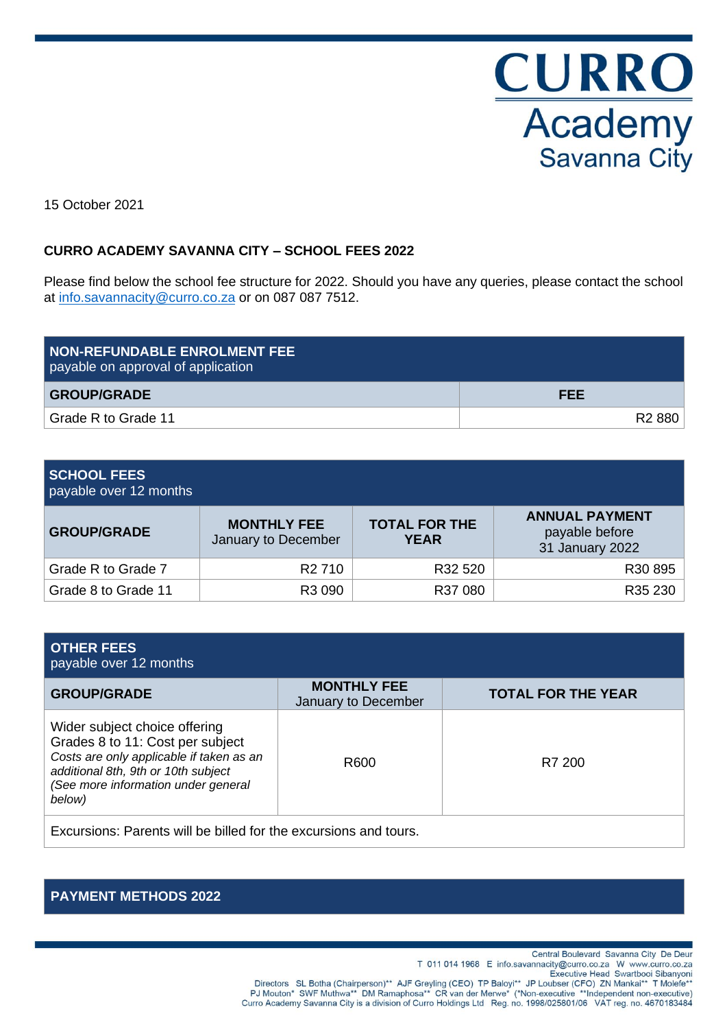CURRO

Academy

Savanna City

15 October 2021

**CURRO ACADEMY SAVANNA CITY – SCHOOL FEES 2022**

Please find below the school fee structure for 2022. Should you have any queries, please contact the school at info.savannacity@curro.co.za or on 087 087 7512.

| **NON-REFUNDABLE ENROLMENT FEE** payable on approval of application | |
|---|---|
| **GROUP/GRADE** | **FEE** |
| Grade R to Grade 11 | R2 880 |

| **SCHOOL FEES** payable over 12 months | | | |
|---|---|---|---|
| **GROUP/GRADE** | **MONTHLY FEE** January to December | **TOTAL FOR THE YEAR** | **ANNUAL PAYMENT** payable before 31 January 2022 |
| Grade R to Grade 7 | R2 710 | R32 520 | R30 895 |
| Grade 8 to Grade 11 | R3 090 | R37 080 | R35 230 |

| **OTHER FEES** payable over 12 months | | |
|---|---|---|
| **GROUP/GRADE** | **MONTHLY FEE** January to December | **TOTAL FOR THE YEAR** |
| Wider subject choice offering Grades 8 to 11: Cost per subject *Costs are only applicable if taken as an additional 8th, 9th or 10th subject (See more information under general below)* | R600 | R7 200 |
| Excursions: Parents will be billed for the excursions and tours. | | |

**PAYMENT METHODS 2022**

Central Boulevard Savanna City De Deur
T 011 014 1968 E info.savannacity@curro.co.za W www.curro.co.za
Executive Head Swartbooi Sibanyoni
Directors SL Botha (Chairperson)** AJF Greyling (CEO) TP Baloyi** JP Loubser (CFO) ZN Mankai** T Molefe**
PJ Mouton* SWF Muthwa** DM Ramaphosa** CR van der Merwe* (*Non-executive **Independent non-executive)
Curro Academy Savanna City is a division of Curro Holdings Ltd Reg. no. 1998/025801/06 VAT reg. no. 4670183484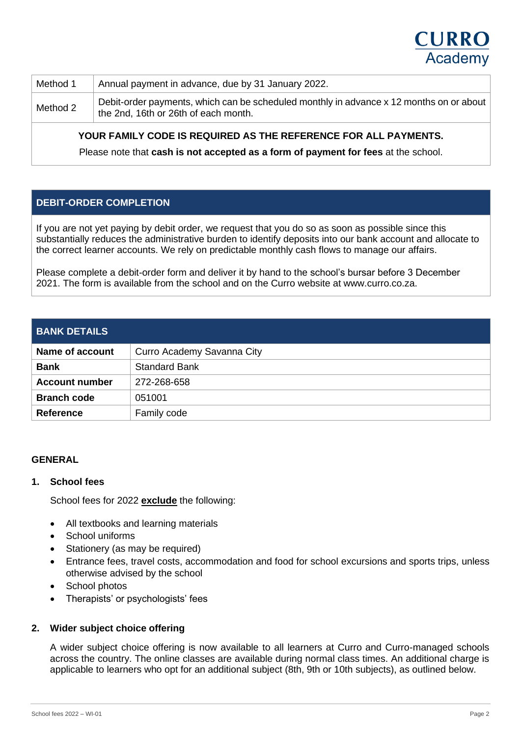| Method 1 | Annual payment in advance, due by 31 January 2022. |
|---|---|
| Method 2 | Debit-order payments, which can be scheduled monthly in advance x 12 months on or about the 2nd, 16th or 26th of each month. |

**YOUR FAMILY CODE IS REQUIRED AS THE REFERENCE FOR ALL PAYMENTS.**

Please note that **cash is not accepted as a form of payment for fees** at the school.

## DEBIT-ORDER COMPLETION

If you are not yet paying by debit order, we request that you do so as soon as possible since this substantially reduces the administrative burden to identify deposits into our bank account and allocate to the correct learner accounts. We rely on predictable monthly cash flows to manage our affairs.

Please complete a debit-order form and deliver it by hand to the school's bursar before 3 December 2021. The form is available from the school and on the Curro website at www.curro.co.za.

## BANK DETAILS

| | |
|---|---|
| **Name of account** | Curro Academy Savanna City |
| **Bank** | Standard Bank |
| **Account number** | 272-268-658 |
| **Branch code** | 051001 |
| **Reference** | Family code |

## GENERAL

### 1. School fees

School fees for 2022 **exclude** the following:

- All textbooks and learning materials
- School uniforms
- Stationery (as may be required)
- Entrance fees, travel costs, accommodation and food for school excursions and sports trips, unless otherwise advised by the school
- School photos
- Therapists' or psychologists' fees

### 2. Wider subject choice offering

A wider subject choice offering is now available to all learners at Curro and Curro-managed schools across the country. The online classes are available during normal class times. An additional charge is applicable to learners who opt for an additional subject (8th, 9th or 10th subjects), as outlined below.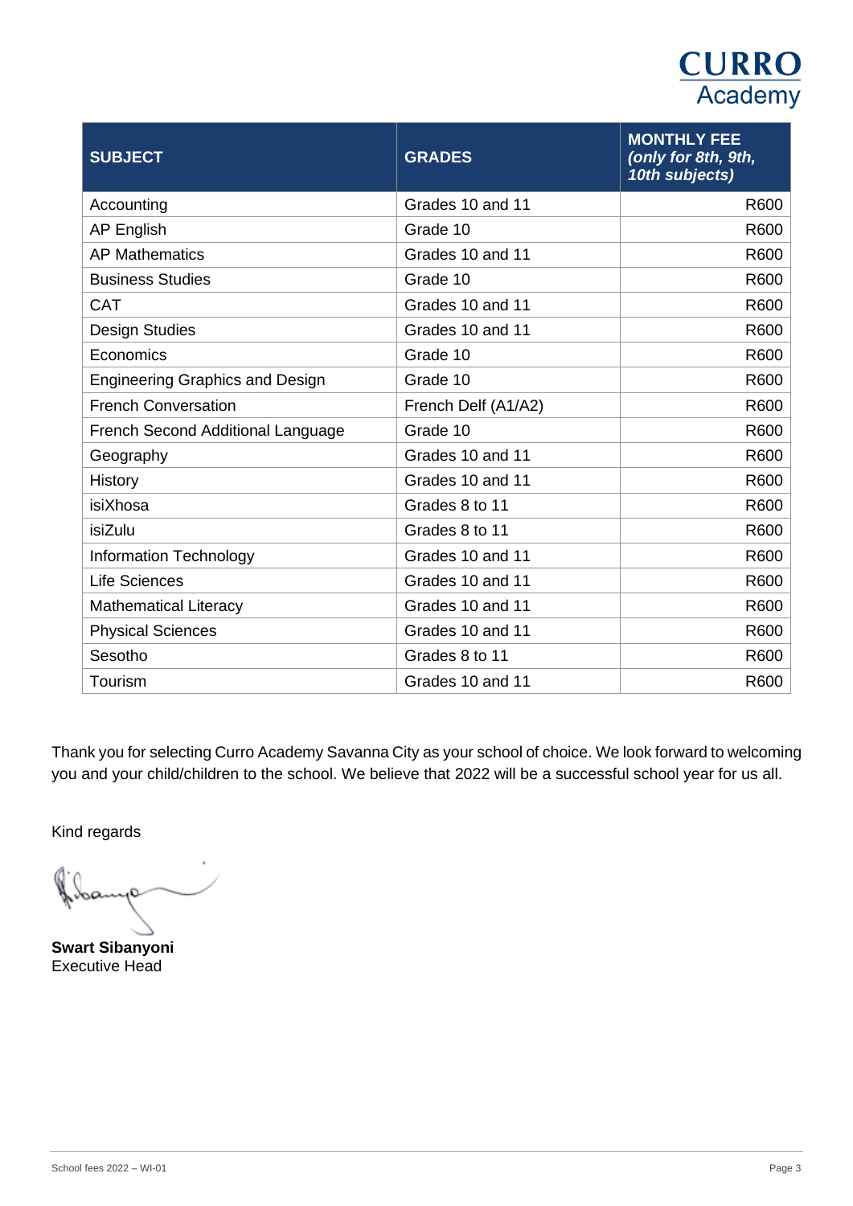| SUBJECT | GRADES | MONTHLY FEE *(only for 8th, 9th, 10th subjects)* |
|---|---|---|
| Accounting | Grades 10 and 11 | R600 |
| AP English | Grade 10 | R600 |
| AP Mathematics | Grades 10 and 11 | R600 |
| Business Studies | Grade 10 | R600 |
| CAT | Grades 10 and 11 | R600 |
| Design Studies | Grades 10 and 11 | R600 |
| Economics | Grade 10 | R600 |
| Engineering Graphics and Design | Grade 10 | R600 |
| French Conversation | French Delf (A1/A2) | R600 |
| French Second Additional Language | Grade 10 | R600 |
| Geography | Grades 10 and 11 | R600 |
| History | Grades 10 and 11 | R600 |
| isiXhosa | Grades 8 to 11 | R600 |
| isiZulu | Grades 8 to 11 | R600 |
| Information Technology | Grades 10 and 11 | R600 |
| Life Sciences | Grades 10 and 11 | R600 |
| Mathematical Literacy | Grades 10 and 11 | R600 |
| Physical Sciences | Grades 10 and 11 | R600 |
| Sesotho | Grades 8 to 11 | R600 |
| Tourism | Grades 10 and 11 | R600 |

Thank you for selecting Curro Academy Savanna City as your school of choice. We look forward to welcoming you and your child/children to the school. We believe that 2022 will be a successful school year for us all.

Kind regards

**Swart Sibanyoni**
Executive Head